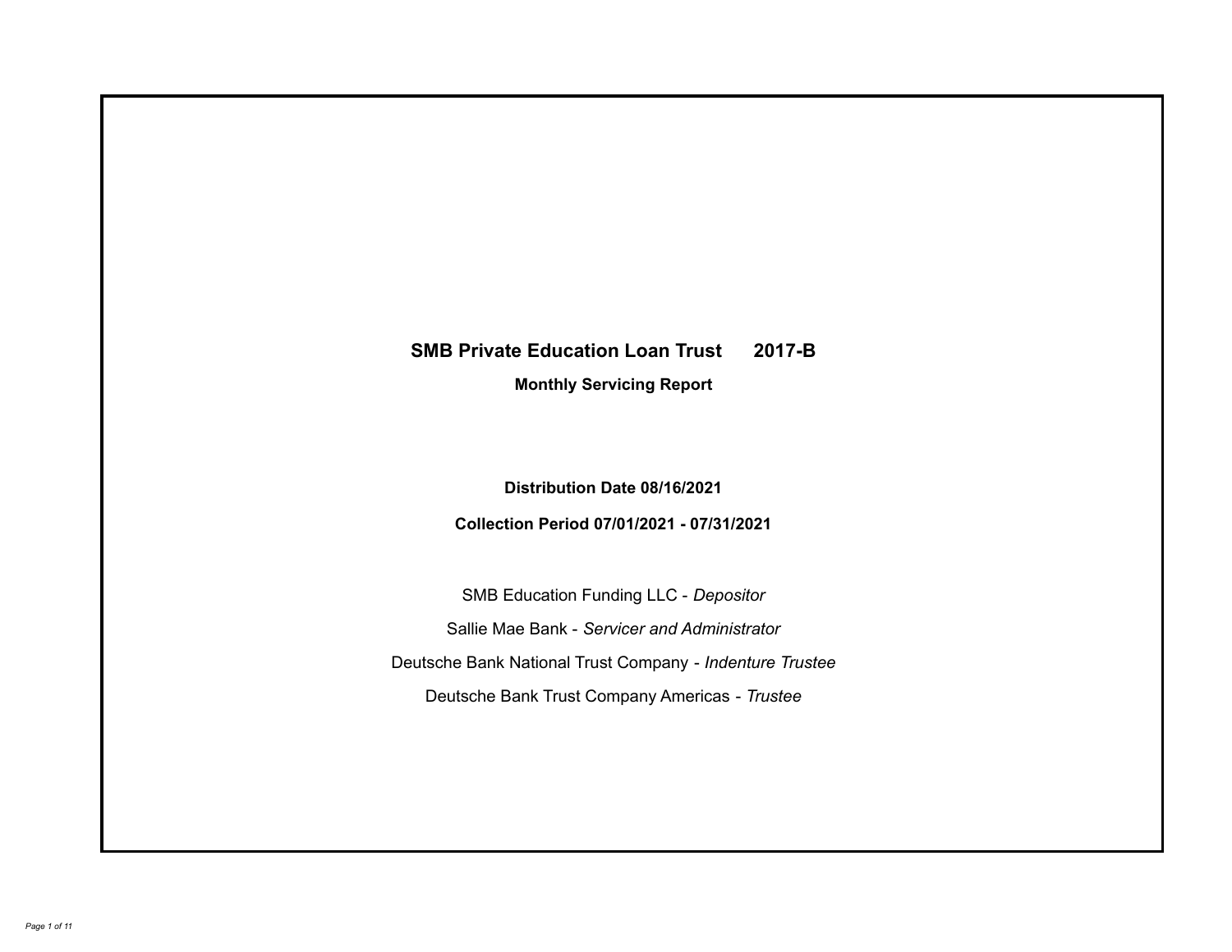# SMB Private Education Loan Trust 2017-B

## Monthly Servicing Report

**Distribution Date 08/16/2021**

**Collection Period 07/01/2021 - 07/31/2021**

SMB Education Funding LLC - *Depositor*

Sallie Mae Bank - *Servicer and Administrator*

Deutsche Bank National Trust Company - *Indenture Trustee*

Deutsche Bank Trust Company Americas - *Trustee*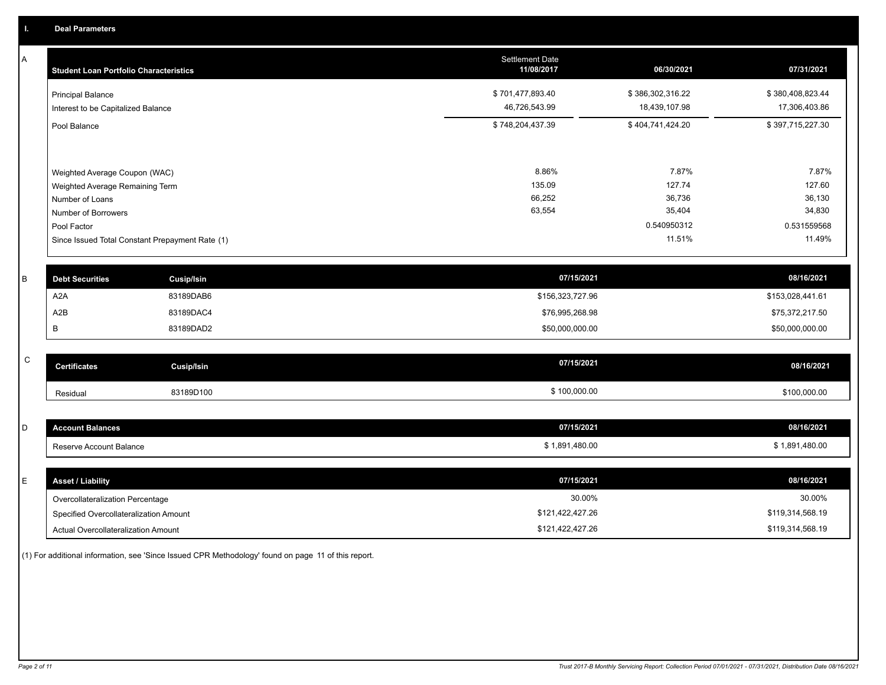## I. Deal Parameters

### A

| Student Loan Portfolio Characteristics | Settlement Date 11/08/2017 | 06/30/2021 | 07/31/2021 |
|---|---|---|---|
| Principal Balance | $ 701,477,893.40 | $ 386,302,316.22 | $ 380,408,823.44 |
| Interest to be Capitalized Balance | 46,726,543.99 | 18,439,107.98 | 17,306,403.86 |
| Pool Balance | $ 748,204,437.39 | $ 404,741,424.20 | $ 397,715,227.30 |
| Weighted Average Coupon (WAC) | 8.86% | 7.87% | 7.87% |
| Weighted Average Remaining Term | 135.09 | 127.74 | 127.60 |
| Number of Loans | 66,252 | 36,736 | 36,130 |
| Number of Borrowers | 63,554 | 35,404 | 34,830 |
| Pool Factor | | 0.540950312 | 0.531559568 |
| Since Issued Total Constant Prepayment Rate (1) | | 11.51% | 11.49% |

### B

| Debt Securities | Cusip/Isin | 07/15/2021 | 08/16/2021 |
|---|---|---|---|
| A2A | 83189DAB6 | $156,323,727.96 | $153,028,441.61 |
| A2B | 83189DAC4 | $76,995,268.98 | $75,372,217.50 |
| B | 83189DAD2 | $50,000,000.00 | $50,000,000.00 |

### C

| Certificates | Cusip/Isin | 07/15/2021 | 08/16/2021 |
|---|---|---|---|
| Residual | 83189D100 | $ 100,000.00 | $100,000.00 |

### D

| Account Balances | 07/15/2021 | 08/16/2021 |
|---|---|---|
| Reserve Account Balance | $ 1,891,480.00 | $ 1,891,480.00 |

### E

| Asset / Liability | 07/15/2021 | 08/16/2021 |
|---|---|---|
| Overcollateralization Percentage | 30.00% | 30.00% |
| Specified Overcollateralization Amount | $121,422,427.26 | $119,314,568.19 |
| Actual Overcollateralization Amount | $121,422,427.26 | $119,314,568.19 |

(1) For additional information, see 'Since Issued CPR Methodology' found on page 11 of this report.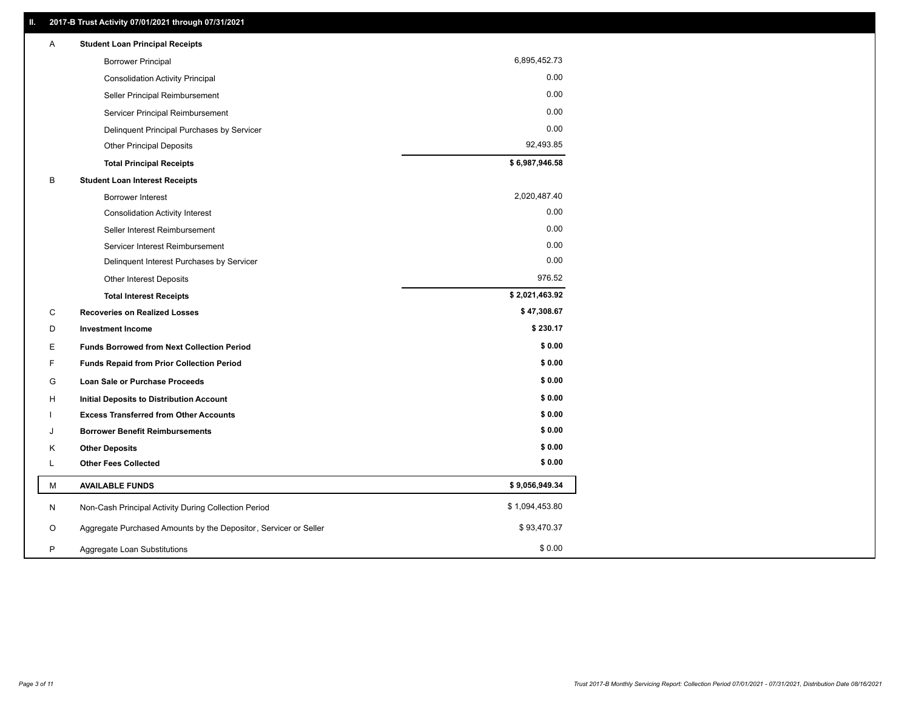## II. 2017-B Trust Activity 07/01/2021 through 07/31/2021

| | | |
|---|---|---|
| A | **Student Loan Principal Receipts** | |
| | Borrower Principal | 6,895,452.73 |
| | Consolidation Activity Principal | 0.00 |
| | Seller Principal Reimbursement | 0.00 |
| | Servicer Principal Reimbursement | 0.00 |
| | Delinquent Principal Purchases by Servicer | 0.00 |
| | Other Principal Deposits | 92,493.85 |
| | **Total Principal Receipts** | **$ 6,987,946.58** |
| B | **Student Loan Interest Receipts** | |
| | Borrower Interest | 2,020,487.40 |
| | Consolidation Activity Interest | 0.00 |
| | Seller Interest Reimbursement | 0.00 |
| | Servicer Interest Reimbursement | 0.00 |
| | Delinquent Interest Purchases by Servicer | 0.00 |
| | Other Interest Deposits | 976.52 |
| | **Total Interest Receipts** | **$ 2,021,463.92** |
| C | **Recoveries on Realized Losses** | **$ 47,308.67** |
| D | **Investment Income** | **$ 230.17** |
| E | **Funds Borrowed from Next Collection Period** | **$ 0.00** |
| F | **Funds Repaid from Prior Collection Period** | **$ 0.00** |
| G | **Loan Sale or Purchase Proceeds** | **$ 0.00** |
| H | **Initial Deposits to Distribution Account** | **$ 0.00** |
| I | **Excess Transferred from Other Accounts** | **$ 0.00** |
| J | **Borrower Benefit Reimbursements** | **$ 0.00** |
| K | **Other Deposits** | **$ 0.00** |
| L | **Other Fees Collected** | **$ 0.00** |
| M | **AVAILABLE FUNDS** | **$ 9,056,949.34** |
| N | Non-Cash Principal Activity During Collection Period | $ 1,094,453.80 |
| O | Aggregate Purchased Amounts by the Depositor, Servicer or Seller | $ 93,470.37 |
| P | Aggregate Loan Substitutions | $ 0.00 |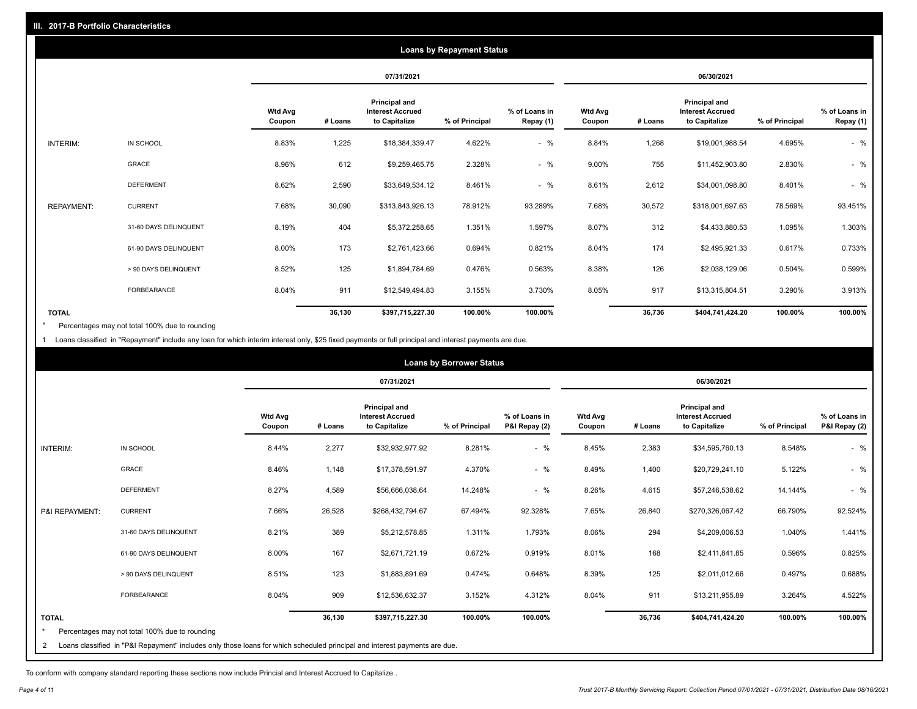## III. 2017-B Portfolio Characteristics

### Loans by Repayment Status

| | | 07/31/2021 | | | | | 06/30/2021 | | | | |
|---|---|---|---|---|---|---|---|---|---|---|---|
| | | Wtd Avg Coupon | # Loans | Principal and Interest Accrued to Capitalize | % of Principal | % of Loans in Repay (1) | Wtd Avg Coupon | # Loans | Principal and Interest Accrued to Capitalize | % of Principal | % of Loans in Repay (1) |
| INTERIM: | IN SCHOOL | 8.83% | 1,225 | $18,384,339.47 | 4.622% | - % | 8.84% | 1,268 | $19,001,988.54 | 4.695% | - % |
| | GRACE | 8.96% | 612 | $9,259,465.75 | 2.328% | - % | 9.00% | 755 | $11,452,903.80 | 2.830% | - % |
| | DEFERMENT | 8.62% | 2,590 | $33,649,534.12 | 8.461% | - % | 8.61% | 2,612 | $34,001,098.80 | 8.401% | - % |
| REPAYMENT: | CURRENT | 7.68% | 30,090 | $313,843,926.13 | 78.912% | 93.289% | 7.68% | 30,572 | $318,001,697.63 | 78.569% | 93.451% |
| | 31-60 DAYS DELINQUENT | 8.19% | 404 | $5,372,258.65 | 1.351% | 1.597% | 8.07% | 312 | $4,433,880.53 | 1.095% | 1.303% |
| | 61-90 DAYS DELINQUENT | 8.00% | 173 | $2,761,423.66 | 0.694% | 0.821% | 8.04% | 174 | $2,495,921.33 | 0.617% | 0.733% |
| | > 90 DAYS DELINQUENT | 8.52% | 125 | $1,894,784.69 | 0.476% | 0.563% | 8.38% | 126 | $2,038,129.06 | 0.504% | 0.599% |
| | FORBEARANCE | 8.04% | 911 | $12,549,494.83 | 3.155% | 3.730% | 8.05% | 917 | $13,315,804.51 | 3.290% | 3.913% |
| **TOTAL** | | | **36,130** | **$397,715,227.30** | **100.00%** | **100.00%** | | **36,736** | **$404,741,424.20** | **100.00%** | **100.00%** |

* Percentages may not total 100% due to rounding

1 Loans classified in "Repayment" include any loan for which interim interest only, $25 fixed payments or full principal and interest payments are due.

### Loans by Borrower Status

| | | 07/31/2021 | | | | | 06/30/2021 | | | | |
|---|---|---|---|---|---|---|---|---|---|---|---|
| | | Wtd Avg Coupon | # Loans | Principal and Interest Accrued to Capitalize | % of Principal | % of Loans in P&I Repay (2) | Wtd Avg Coupon | # Loans | Principal and Interest Accrued to Capitalize | % of Principal | % of Loans in P&I Repay (2) |
| INTERIM: | IN SCHOOL | 8.44% | 2,277 | $32,932,977.92 | 8.281% | - % | 8.45% | 2,383 | $34,595,760.13 | 8.548% | - % |
| | GRACE | 8.46% | 1,148 | $17,378,591.97 | 4.370% | - % | 8.49% | 1,400 | $20,729,241.10 | 5.122% | - % |
| | DEFERMENT | 8.27% | 4,589 | $56,666,038.64 | 14.248% | - % | 8.26% | 4,615 | $57,246,538.62 | 14.144% | - % |
| P&I REPAYMENT: | CURRENT | 7.66% | 26,528 | $268,432,794.67 | 67.494% | 92.328% | 7.65% | 26,840 | $270,326,067.42 | 66.790% | 92.524% |
| | 31-60 DAYS DELINQUENT | 8.21% | 389 | $5,212,578.85 | 1.311% | 1.793% | 8.06% | 294 | $4,209,006.53 | 1.040% | 1.441% |
| | 61-90 DAYS DELINQUENT | 8.00% | 167 | $2,671,721.19 | 0.672% | 0.919% | 8.01% | 168 | $2,411,841.85 | 0.596% | 0.825% |
| | > 90 DAYS DELINQUENT | 8.51% | 123 | $1,883,891.69 | 0.474% | 0.648% | 8.39% | 125 | $2,011,012.66 | 0.497% | 0.688% |
| | FORBEARANCE | 8.04% | 909 | $12,536,632.37 | 3.152% | 4.312% | 8.04% | 911 | $13,211,955.89 | 3.264% | 4.522% |
| **TOTAL** | | | **36,130** | **$397,715,227.30** | **100.00%** | **100.00%** | | **36,736** | **$404,741,424.20** | **100.00%** | **100.00%** |

* Percentages may not total 100% due to rounding

2 Loans classified in "P&I Repayment" includes only those loans for which scheduled principal and interest payments are due.

To conform with company standard reporting these sections now include Princial and Interest Accrued to Capitalize .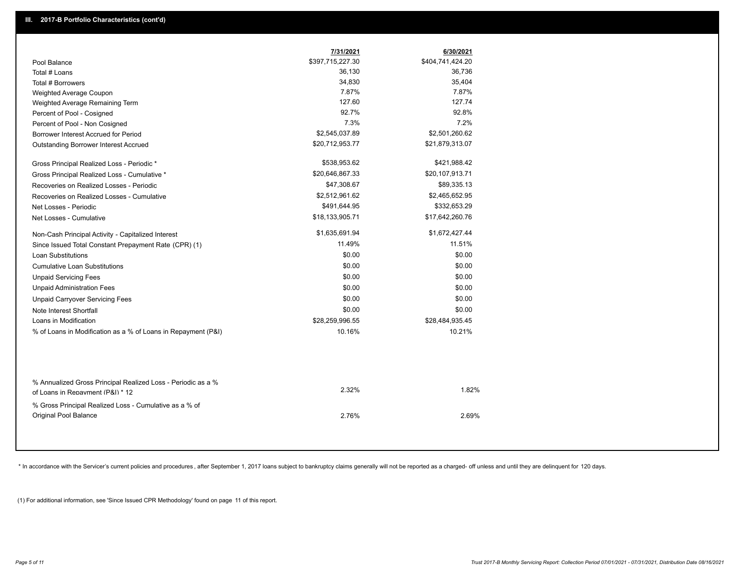## III. 2017-B Portfolio Characteristics (cont'd)

| | 7/31/2021 | 6/30/2021 |
|---|---|---|
| Pool Balance | $397,715,227.30 | $404,741,424.20 |
| Total # Loans | 36,130 | 36,736 |
| Total # Borrowers | 34,830 | 35,404 |
| Weighted Average Coupon | 7.87% | 7.87% |
| Weighted Average Remaining Term | 127.60 | 127.74 |
| Percent of Pool - Cosigned | 92.7% | 92.8% |
| Percent of Pool - Non Cosigned | 7.3% | 7.2% |
| Borrower Interest Accrued for Period | $2,545,037.89 | $2,501,260.62 |
| Outstanding Borrower Interest Accrued | $20,712,953.77 | $21,879,313.07 |
| Gross Principal Realized Loss - Periodic * | $538,953.62 | $421,988.42 |
| Gross Principal Realized Loss - Cumulative * | $20,646,867.33 | $20,107,913.71 |
| Recoveries on Realized Losses - Periodic | $47,308.67 | $89,335.13 |
| Recoveries on Realized Losses - Cumulative | $2,512,961.62 | $2,465,652.95 |
| Net Losses - Periodic | $491,644.95 | $332,653.29 |
| Net Losses - Cumulative | $18,133,905.71 | $17,642,260.76 |
| Non-Cash Principal Activity - Capitalized Interest | $1,635,691.94 | $1,672,427.44 |
| Since Issued Total Constant Prepayment Rate (CPR) (1) | 11.49% | 11.51% |
| Loan Substitutions | $0.00 | $0.00 |
| Cumulative Loan Substitutions | $0.00 | $0.00 |
| Unpaid Servicing Fees | $0.00 | $0.00 |
| Unpaid Administration Fees | $0.00 | $0.00 |
| Unpaid Carryover Servicing Fees | $0.00 | $0.00 |
| Note Interest Shortfall | $0.00 | $0.00 |
| Loans in Modification | $28,259,996.55 | $28,484,935.45 |
| % of Loans in Modification as a % of Loans in Repayment (P&I) | 10.16% | 10.21% |
| % Annualized Gross Principal Realized Loss - Periodic as a % of Loans in Repayment (P&I) * 12 | 2.32% | 1.82% |
| % Gross Principal Realized Loss - Cumulative as a % of Original Pool Balance | 2.76% | 2.69% |

* In accordance with the Servicer's current policies and procedures , after September 1, 2017 loans subject to bankruptcy claims generally will not be reported as a charged- off unless and until they are delinquent for 120 days.

(1) For additional information, see 'Since Issued CPR Methodology' found on page 11 of this report.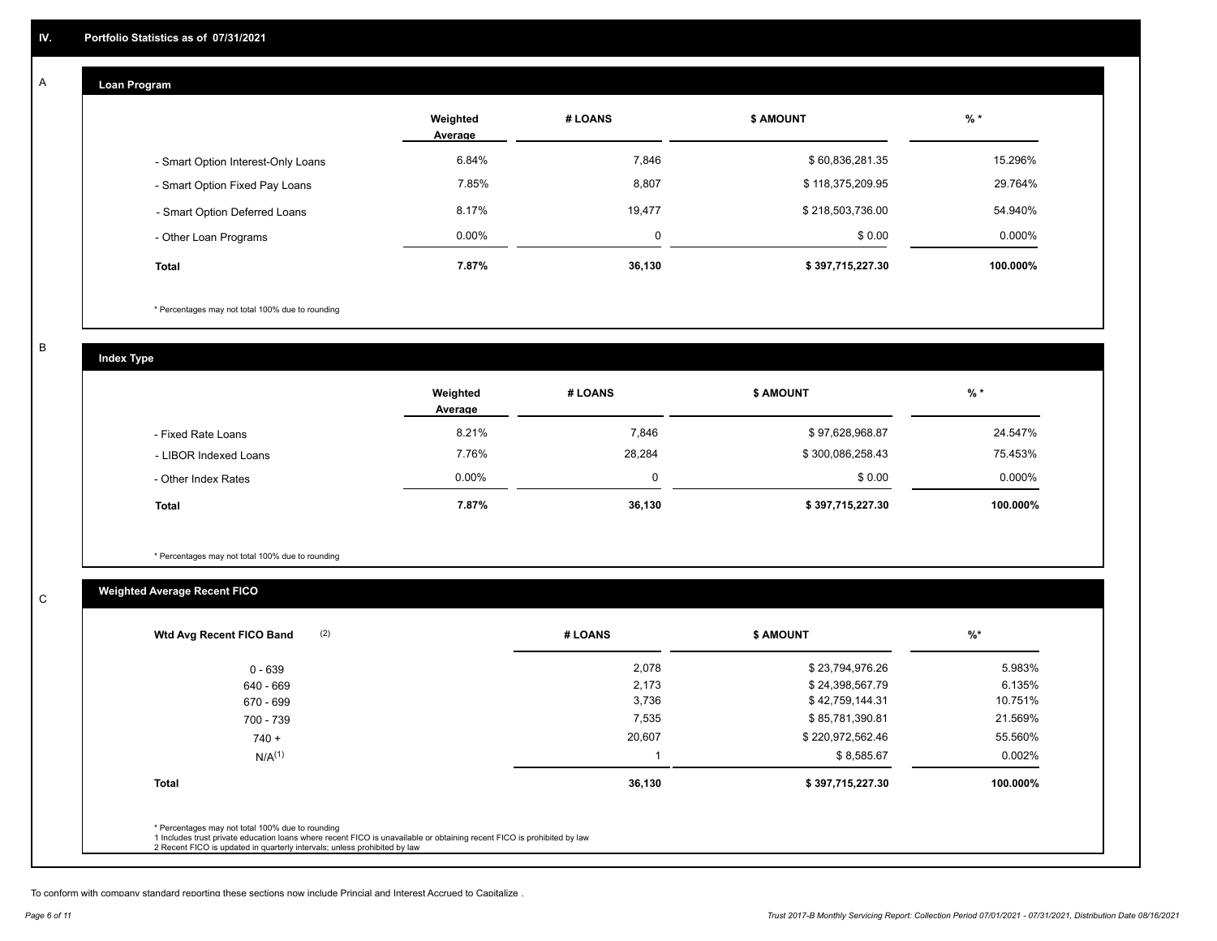## IV. Portfolio Statistics as of 07/31/2021

### A Loan Program

| | Weighted Average | # LOANS | $ AMOUNT | % * |
|---|---|---|---|---|
| - Smart Option Interest-Only Loans | 6.84% | 7,846 | $ 60,836,281.35 | 15.296% |
| - Smart Option Fixed Pay Loans | 7.85% | 8,807 | $ 118,375,209.95 | 29.764% |
| - Smart Option Deferred Loans | 8.17% | 19,477 | $ 218,503,736.00 | 54.940% |
| - Other Loan Programs | 0.00% | 0 | $ 0.00 | 0.000% |
| **Total** | **7.87%** | **36,130** | **$ 397,715,227.30** | **100.000%** |

\* Percentages may not total 100% due to rounding

### B Index Type

| | Weighted Average | # LOANS | $ AMOUNT | % * |
|---|---|---|---|---|
| - Fixed Rate Loans | 8.21% | 7,846 | $ 97,628,968.87 | 24.547% |
| - LIBOR Indexed Loans | 7.76% | 28,284 | $ 300,086,258.43 | 75.453% |
| - Other Index Rates | 0.00% | 0 | $ 0.00 | 0.000% |
| **Total** | **7.87%** | **36,130** | **$ 397,715,227.30** | **100.000%** |

\* Percentages may not total 100% due to rounding

### C Weighted Average Recent FICO

| Wtd Avg Recent FICO Band (2) | # LOANS | $ AMOUNT | %* |
|---|---|---|---|
| 0 - 639 | 2,078 | $ 23,794,976.26 | 5.983% |
| 640 - 669 | 2,173 | $ 24,398,567.79 | 6.135% |
| 670 - 699 | 3,736 | $ 42,759,144.31 | 10.751% |
| 700 - 739 | 7,535 | $ 85,781,390.81 | 21.569% |
| 740 + | 20,607 | $ 220,972,562.46 | 55.560% |
| N/A(1) | 1 | $ 8,585.67 | 0.002% |
| **Total** | **36,130** | **$ 397,715,227.30** | **100.000%** |

\* Percentages may not total 100% due to rounding
1 Includes trust private education loans where recent FICO is unavailable or obtaining recent FICO is prohibited by law
2 Recent FICO is updated in quarterly intervals; unless prohibited by law

To conform with company standard reporting these sections now include Princial and Interest Accrued to Capitalize .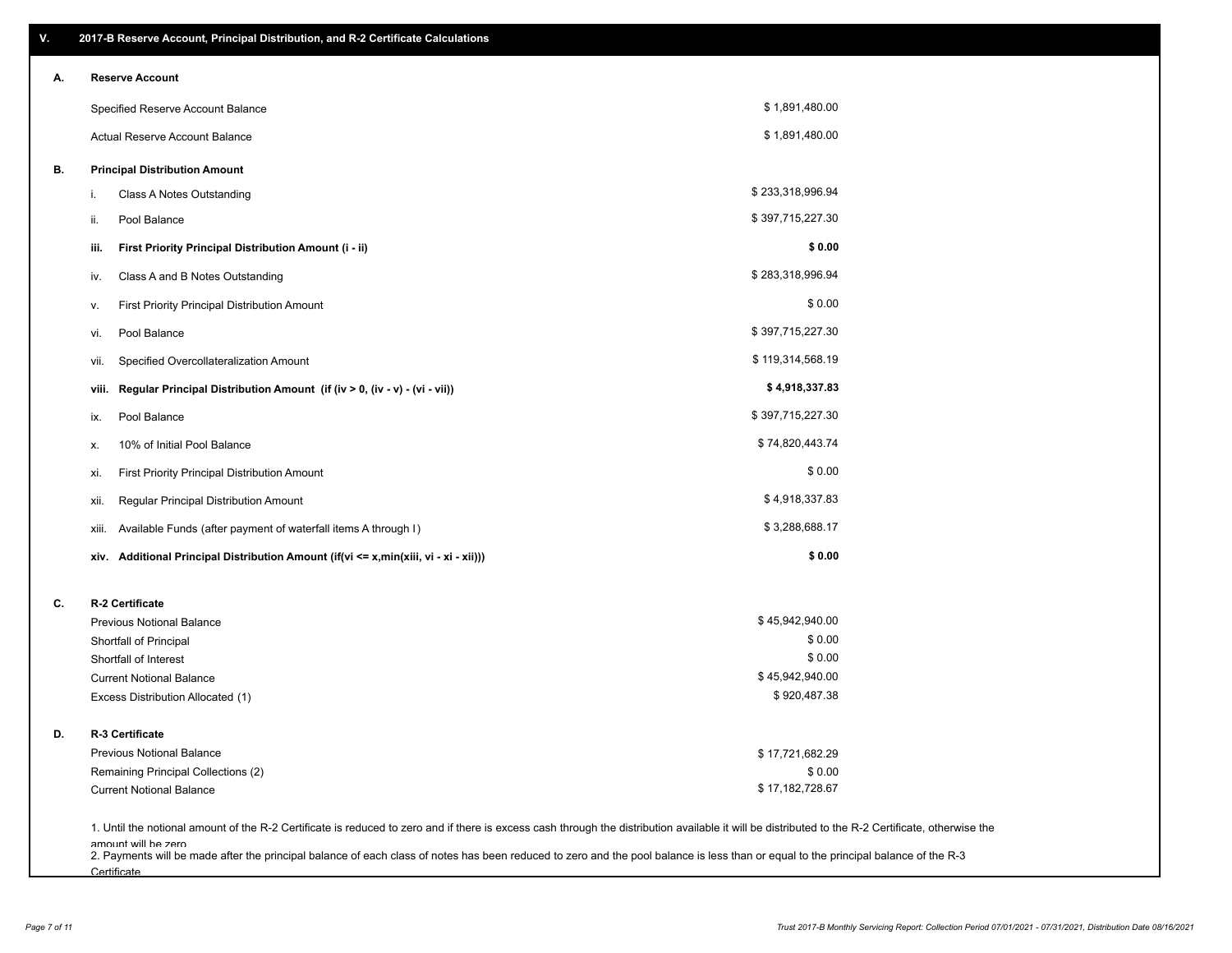## V. 2017-B Reserve Account, Principal Distribution, and R-2 Certificate Calculations

### A. Reserve Account

| | |
|---|---|
| Specified Reserve Account Balance | $ 1,891,480.00 |
| Actual Reserve Account Balance | $ 1,891,480.00 |

### B. Principal Distribution Amount

| | | |
|---|---|---|
| i. | Class A Notes Outstanding | $ 233,318,996.94 |
| ii. | Pool Balance | $ 397,715,227.30 |
| **iii.** | **First Priority Principal Distribution Amount (i - ii)** | **$ 0.00** |
| iv. | Class A and B Notes Outstanding | $ 283,318,996.94 |
| v. | First Priority Principal Distribution Amount | $ 0.00 |
| vi. | Pool Balance | $ 397,715,227.30 |
| vii. | Specified Overcollateralization Amount | $ 119,314,568.19 |
| **viii.** | **Regular Principal Distribution Amount (if (iv > 0, (iv - v) - (vi - vii))** | **$ 4,918,337.83** |
| ix. | Pool Balance | $ 397,715,227.30 |
| x. | 10% of Initial Pool Balance | $ 74,820,443.74 |
| xi. | First Priority Principal Distribution Amount | $ 0.00 |
| xii. | Regular Principal Distribution Amount | $ 4,918,337.83 |
| xiii. | Available Funds (after payment of waterfall items A through I) | $ 3,288,688.17 |
| **xiv.** | **Additional Principal Distribution Amount (if(vi <= x,min(xiii, vi - xi - xii)))** | **$ 0.00** |

### C. R-2 Certificate

| | |
|---|---|
| Previous Notional Balance | $ 45,942,940.00 |
| Shortfall of Principal | $ 0.00 |
| Shortfall of Interest | $ 0.00 |
| Current Notional Balance | $ 45,942,940.00 |
| Excess Distribution Allocated (1) | $ 920,487.38 |

### D. R-3 Certificate

| | |
|---|---|
| Previous Notional Balance | $ 17,721,682.29 |
| Remaining Principal Collections (2) | $ 0.00 |
| Current Notional Balance | $ 17,182,728.67 |

1. Until the notional amount of the R-2 Certificate is reduced to zero and if there is excess cash through the distribution available it will be distributed to the R-2 Certificate, otherwise the amount will be zero
2. Payments will be made after the principal balance of each class of notes has been reduced to zero and the pool balance is less than or equal to the principal balance of the R-3 Certificate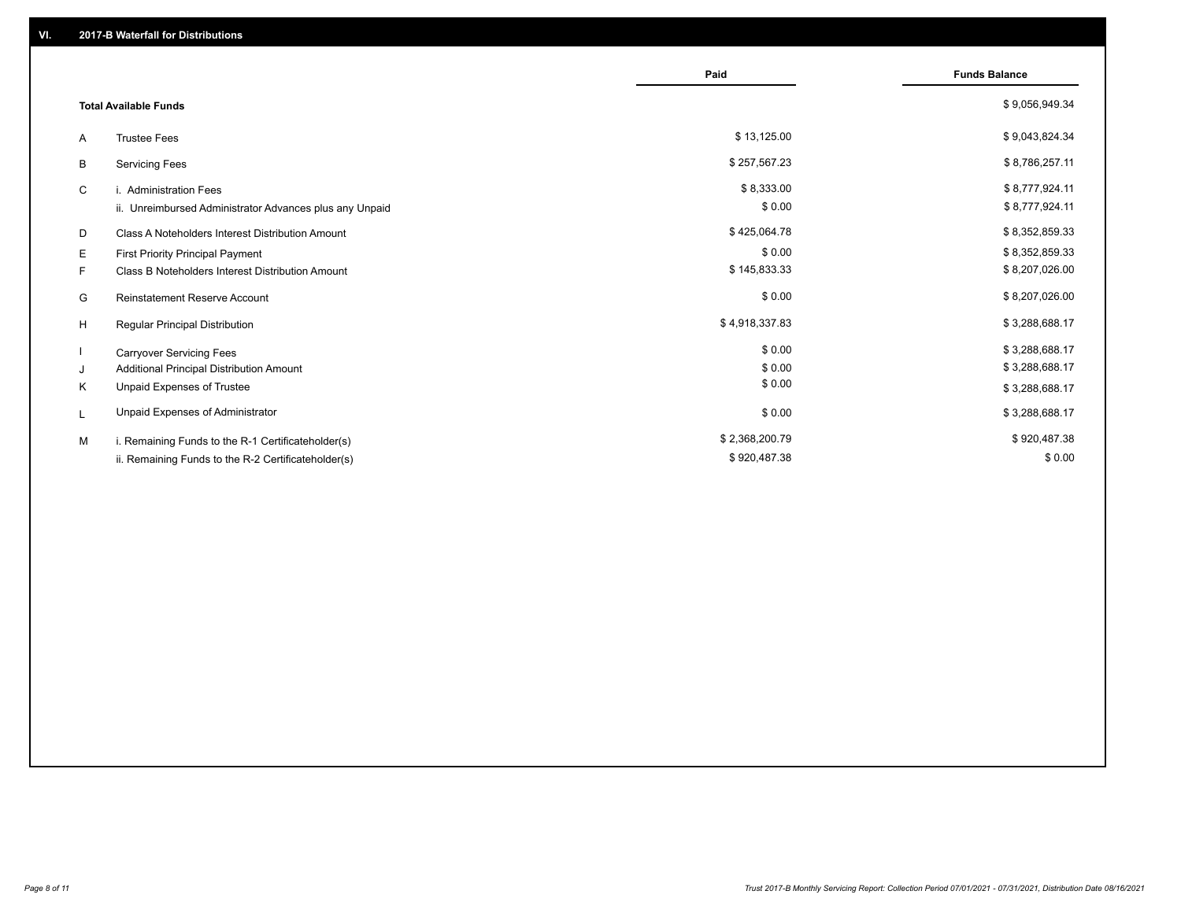## VI. 2017-B Waterfall for Distributions

| | | Paid | Funds Balance |
|---|---|---|---|
| | **Total Available Funds** | | $ 9,056,949.34 |
| A | Trustee Fees | $ 13,125.00 | $ 9,043,824.34 |
| B | Servicing Fees | $ 257,567.23 | $ 8,786,257.11 |
| C | i. Administration Fees | $ 8,333.00 | $ 8,777,924.11 |
| | ii. Unreimbursed Administrator Advances plus any Unpaid | $ 0.00 | $ 8,777,924.11 |
| D | Class A Noteholders Interest Distribution Amount | $ 425,064.78 | $ 8,352,859.33 |
| E | First Priority Principal Payment | $ 0.00 | $ 8,352,859.33 |
| F | Class B Noteholders Interest Distribution Amount | $ 145,833.33 | $ 8,207,026.00 |
| G | Reinstatement Reserve Account | $ 0.00 | $ 8,207,026.00 |
| H | Regular Principal Distribution | $ 4,918,337.83 | $ 3,288,688.17 |
| I | Carryover Servicing Fees | $ 0.00 | $ 3,288,688.17 |
| J | Additional Principal Distribution Amount | $ 0.00 | $ 3,288,688.17 |
| K | Unpaid Expenses of Trustee | $ 0.00 | $ 3,288,688.17 |
| L | Unpaid Expenses of Administrator | $ 0.00 | $ 3,288,688.17 |
| M | i. Remaining Funds to the R-1 Certificateholder(s) | $ 2,368,200.79 | $ 920,487.38 |
| | ii. Remaining Funds to the R-2 Certificateholder(s) | $ 920,487.38 | $ 0.00 |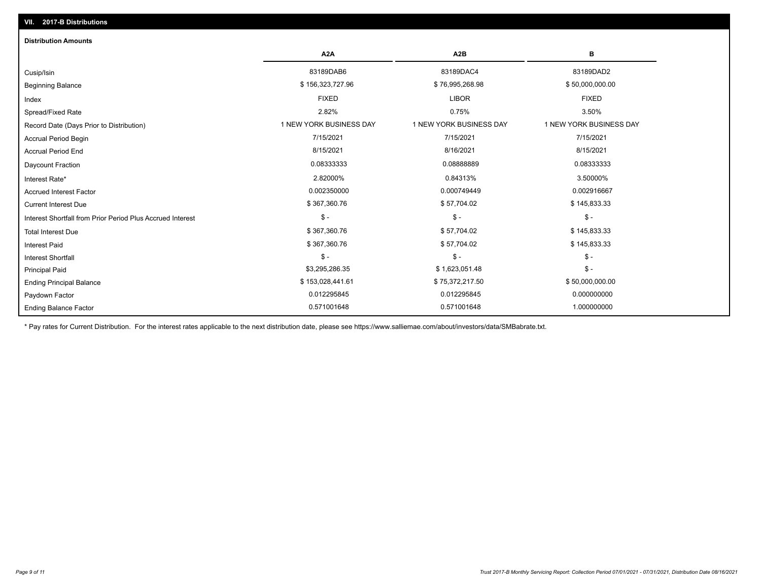## VII. 2017-B Distributions

### Distribution Amounts

| | A2A | A2B | B |
|---|---|---|---|
| Cusip/Isin | 83189DAB6 | 83189DAC4 | 83189DAD2 |
| Beginning Balance | $ 156,323,727.96 | $ 76,995,268.98 | $ 50,000,000.00 |
| Index | FIXED | LIBOR | FIXED |
| Spread/Fixed Rate | 2.82% | 0.75% | 3.50% |
| Record Date (Days Prior to Distribution) | 1 NEW YORK BUSINESS DAY | 1 NEW YORK BUSINESS DAY | 1 NEW YORK BUSINESS DAY |
| Accrual Period Begin | 7/15/2021 | 7/15/2021 | 7/15/2021 |
| Accrual Period End | 8/15/2021 | 8/16/2021 | 8/15/2021 |
| Daycount Fraction | 0.08333333 | 0.08888889 | 0.08333333 |
| Interest Rate* | 2.82000% | 0.84313% | 3.50000% |
| Accrued Interest Factor | 0.002350000 | 0.000749449 | 0.002916667 |
| Current Interest Due | $ 367,360.76 | $ 57,704.02 | $ 145,833.33 |
| Interest Shortfall from Prior Period Plus Accrued Interest | $ - | $ - | $ - |
| Total Interest Due | $ 367,360.76 | $ 57,704.02 | $ 145,833.33 |
| Interest Paid | $ 367,360.76 | $ 57,704.02 | $ 145,833.33 |
| Interest Shortfall | $ - | $ - | $ - |
| Principal Paid | $3,295,286.35 | $ 1,623,051.48 | $ - |
| Ending Principal Balance | $ 153,028,441.61 | $ 75,372,217.50 | $ 50,000,000.00 |
| Paydown Factor | 0.012295845 | 0.012295845 | 0.000000000 |
| Ending Balance Factor | 0.571001648 | 0.571001648 | 1.000000000 |

* Pay rates for Current Distribution. For the interest rates applicable to the next distribution date, please see https://www.salliemae.com/about/investors/data/SMBabrate.txt.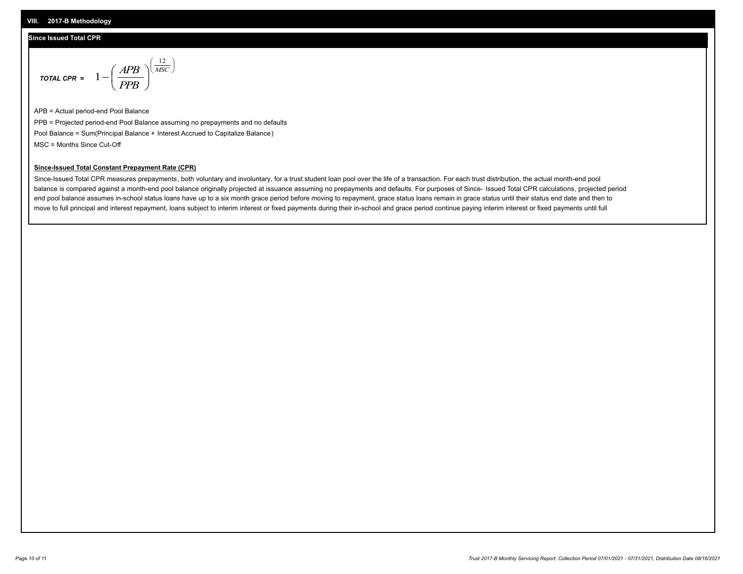## VIII. 2017-B Methodology

### Since Issued Total CPR

$$\textbf{\textit{TOTAL CPR}} = 1 - \left(\frac{APB}{PPB}\right)^{\left(\frac{12}{MSC}\right)}$$

APB = Actual period-end Pool Balance

PPB = Projected period-end Pool Balance assuming no prepayments and no defaults

Pool Balance = Sum(Principal Balance + Interest Accrued to Capitalize Balance)

MSC = Months Since Cut-Off

**Since-Issued Total Constant Prepayment Rate (CPR)**

Since-Issued Total CPR measures prepayments, both voluntary and involuntary, for a trust student loan pool over the life of a transaction. For each trust distribution, the actual month-end pool balance is compared against a month-end pool balance originally projected at issuance assuming no prepayments and defaults. For purposes of Since- Issued Total CPR calculations, projected period end pool balance assumes in-school status loans have up to a six month grace period before moving to repayment, grace status loans remain in grace status until their status end date and then to move to full principal and interest repayment, loans subject to interim interest or fixed payments during their in-school and grace period continue paying interim interest or fixed payments until full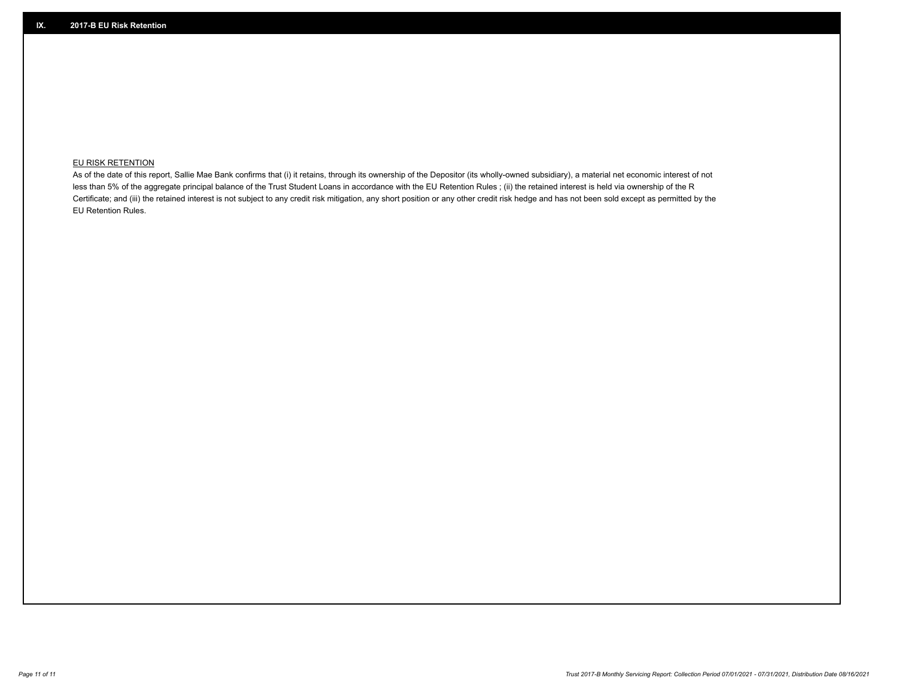## IX. 2017-B EU Risk Retention

EU RISK RETENTION

As of the date of this report, Sallie Mae Bank confirms that (i) it retains, through its ownership of the Depositor (its wholly-owned subsidiary), a material net economic interest of not less than 5% of the aggregate principal balance of the Trust Student Loans in accordance with the EU Retention Rules ; (ii) the retained interest is held via ownership of the R Certificate; and (iii) the retained interest is not subject to any credit risk mitigation, any short position or any other credit risk hedge and has not been sold except as permitted by the EU Retention Rules.